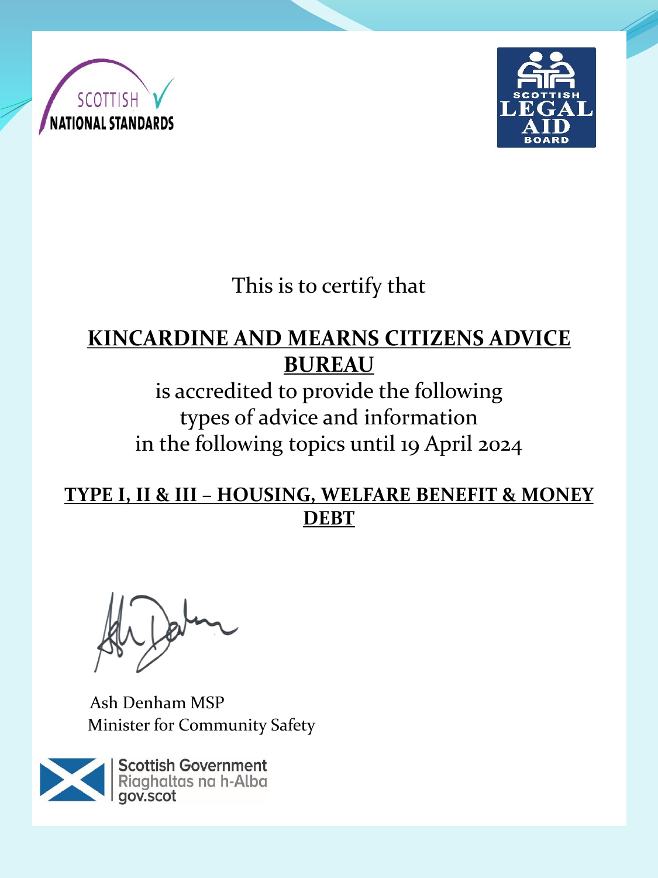SCOTTISH NATIONAL STANDARDS

SCOTTISH LEGAL AID BOARD

This is to certify that

**KINCARDINE AND MEARNS CITIZENS ADVICE BUREAU**

is accredited to provide the following types of advice and information in the following topics until 19 April 2024

**TYPE I, II & III – HOUSING, WELFARE BENEFIT & MONEY DEBT**

Ash Denham MSP
Minister for Community Safety

Scottish Government
Riaghaltas na h-Alba
gov.scot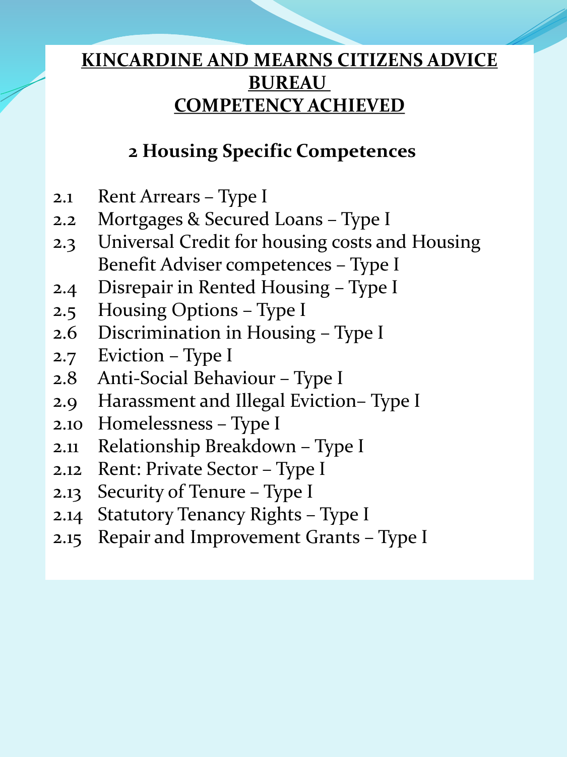# KINCARDINE AND MEARNS CITIZENS ADVICE BUREAU COMPETENCY ACHIEVED

## 2 Housing Specific Competences

- 2.1 Rent Arrears – Type I
- 2.2 Mortgages & Secured Loans – Type I
- 2.3 Universal Credit for housing costs and Housing Benefit Adviser competences – Type I
- 2.4 Disrepair in Rented Housing – Type I
- 2.5 Housing Options – Type I
- 2.6 Discrimination in Housing – Type I
- 2.7 Eviction – Type I
- 2.8 Anti-Social Behaviour – Type I
- 2.9 Harassment and Illegal Eviction– Type I
- 2.10 Homelessness – Type I
- 2.11 Relationship Breakdown – Type I
- 2.12 Rent: Private Sector – Type I
- 2.13 Security of Tenure – Type I
- 2.14 Statutory Tenancy Rights – Type I
- 2.15 Repair and Improvement Grants – Type I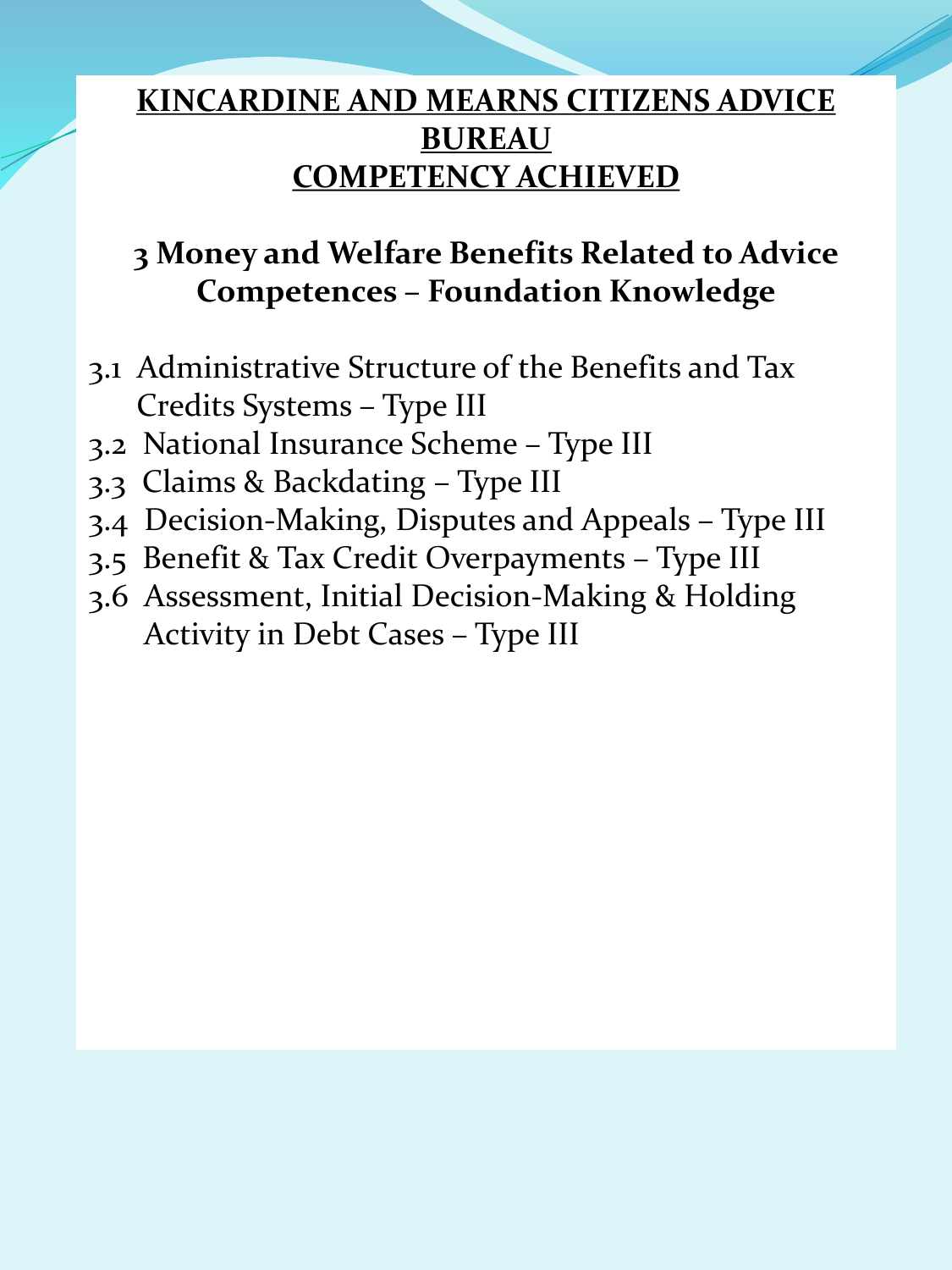# KINCARDINE AND MEARNS CITIZENS ADVICE BUREAU
# COMPETENCY ACHIEVED

## 3 Money and Welfare Benefits Related to Advice Competences – Foundation Knowledge

3.1 Administrative Structure of the Benefits and Tax Credits Systems – Type III
3.2 National Insurance Scheme – Type III
3.3 Claims & Backdating – Type III
3.4 Decision-Making, Disputes and Appeals – Type III
3.5 Benefit & Tax Credit Overpayments – Type III
3.6 Assessment, Initial Decision-Making & Holding Activity in Debt Cases – Type III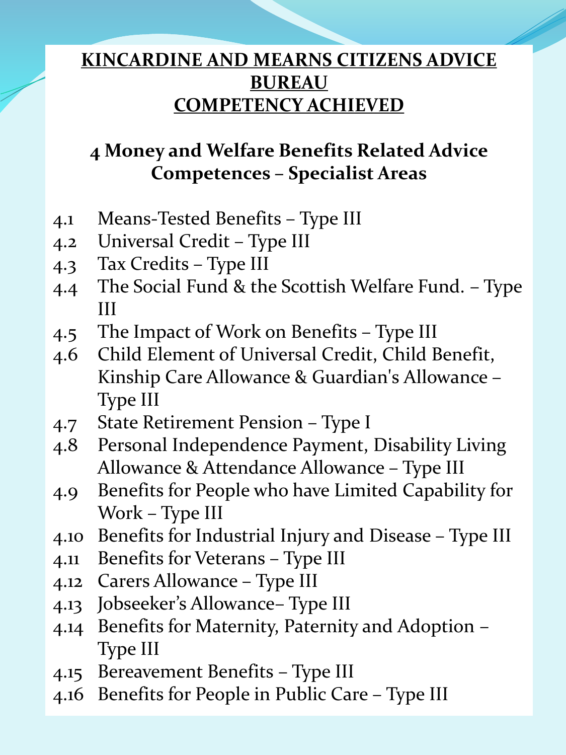# KINCARDINE AND MEARNS CITIZENS ADVICE BUREAU COMPETENCY ACHIEVED

## 4 Money and Welfare Benefits Related Advice Competences – Specialist Areas

- 4.1 Means-Tested Benefits – Type III
- 4.2 Universal Credit – Type III
- 4.3 Tax Credits – Type III
- 4.4 The Social Fund & the Scottish Welfare Fund. – Type III
- 4.5 The Impact of Work on Benefits – Type III
- 4.6 Child Element of Universal Credit, Child Benefit, Kinship Care Allowance & Guardian's Allowance – Type III
- 4.7 State Retirement Pension – Type I
- 4.8 Personal Independence Payment, Disability Living Allowance & Attendance Allowance – Type III
- 4.9 Benefits for People who have Limited Capability for Work – Type III
- 4.10 Benefits for Industrial Injury and Disease – Type III
- 4.11 Benefits for Veterans – Type III
- 4.12 Carers Allowance – Type III
- 4.13 Jobseeker's Allowance– Type III
- 4.14 Benefits for Maternity, Paternity and Adoption – Type III
- 4.15 Bereavement Benefits – Type III
- 4.16 Benefits for People in Public Care – Type III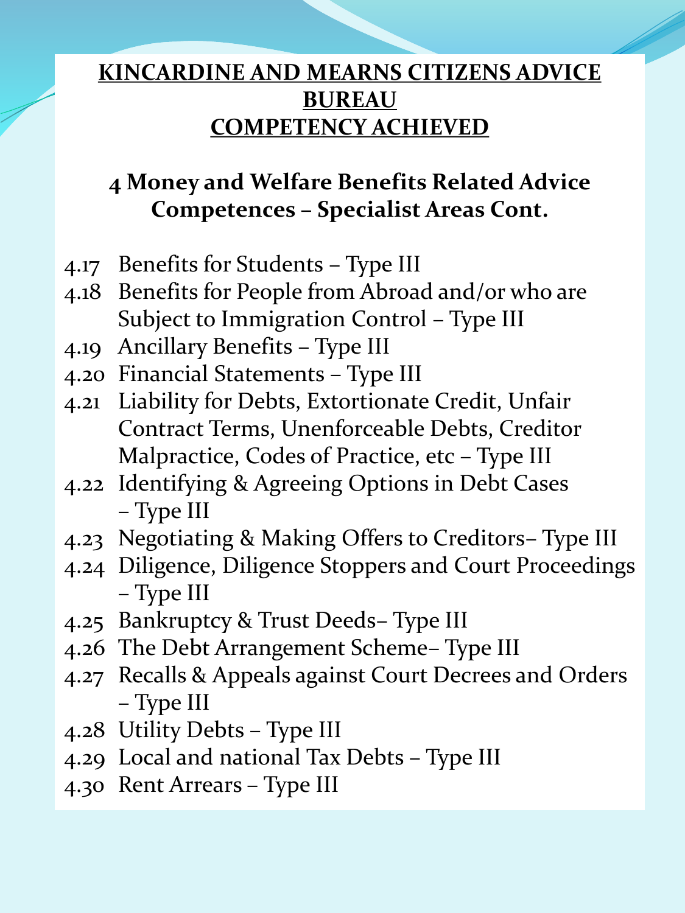# KINCARDINE AND MEARNS CITIZENS ADVICE BUREAU
# COMPETENCY ACHIEVED

## 4 Money and Welfare Benefits Related Advice Competences – Specialist Areas Cont.

4.17 Benefits for Students – Type III

4.18 Benefits for People from Abroad and/or who are Subject to Immigration Control – Type III

4.19 Ancillary Benefits – Type III

4.20 Financial Statements – Type III

4.21 Liability for Debts, Extortionate Credit, Unfair Contract Terms, Unenforceable Debts, Creditor Malpractice, Codes of Practice, etc – Type III

4.22 Identifying & Agreeing Options in Debt Cases – Type III

4.23 Negotiating & Making Offers to Creditors– Type III

4.24 Diligence, Diligence Stoppers and Court Proceedings – Type III

4.25 Bankruptcy & Trust Deeds– Type III

4.26 The Debt Arrangement Scheme– Type III

4.27 Recalls & Appeals against Court Decrees and Orders – Type III

4.28 Utility Debts – Type III

4.29 Local and national Tax Debts – Type III

4.30 Rent Arrears – Type III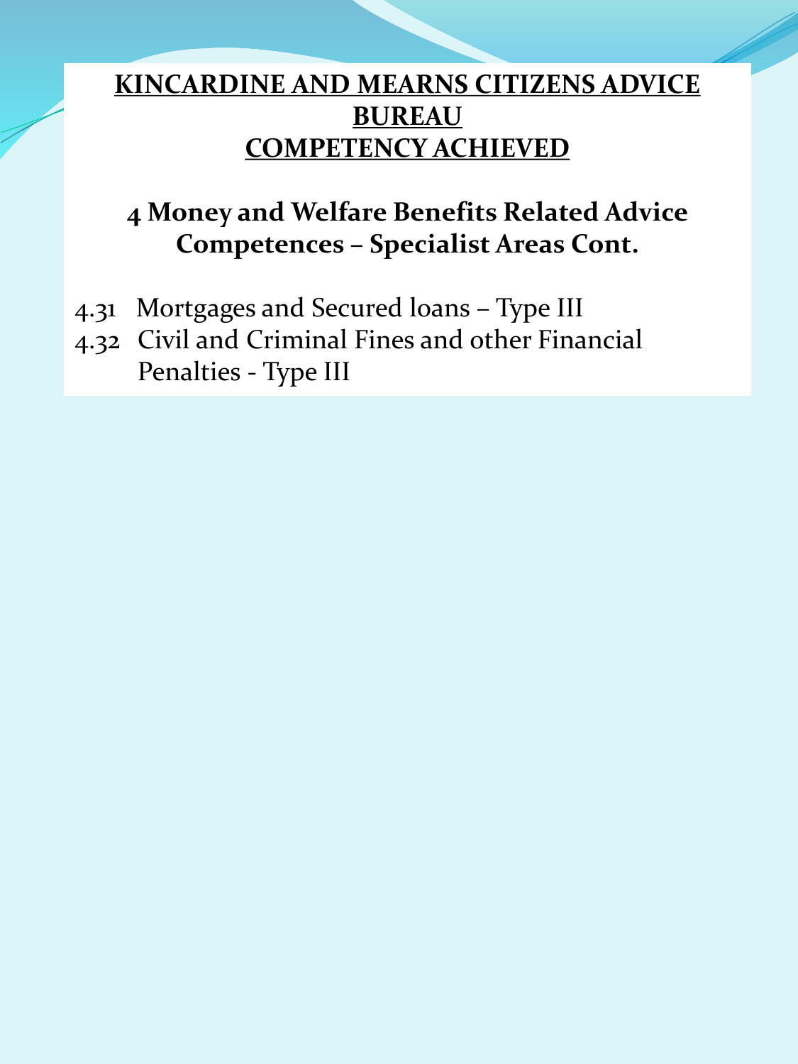# KINCARDINE AND MEARNS CITIZENS ADVICE BUREAU
# COMPETENCY ACHIEVED

## 4 Money and Welfare Benefits Related Advice Competences – Specialist Areas Cont.

4.31 Mortgages and Secured loans – Type III

4.32 Civil and Criminal Fines and other Financial Penalties - Type III